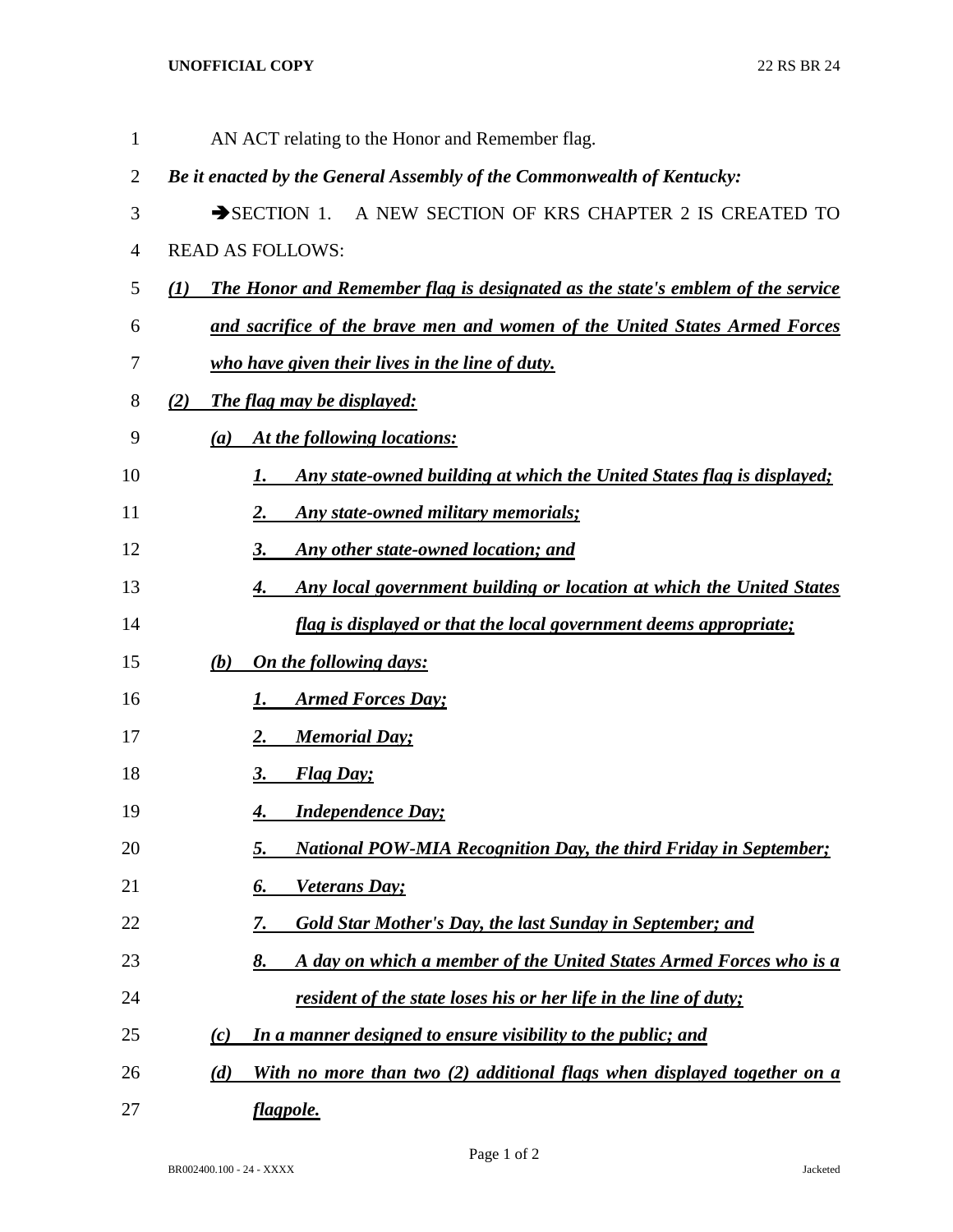AN ACT relating to the Honor and Remember flag.

***Be it enacted by the General Assembly of the Commonwealth of Kentucky:***

➔SECTION 1. A NEW SECTION OF KRS CHAPTER 2 IS CREATED TO READ AS FOLLOWS:

***(1) The Honor and Remember flag is designated as the state's emblem of the service and sacrifice of the brave men and women of the United States Armed Forces who have given their lives in the line of duty.***

***(2) The flag may be displayed:***

***(a) At the following locations:***

***1. Any state-owned building at which the United States flag is displayed;***

***2. Any state-owned military memorials;***

***3. Any other state-owned location; and***

***4. Any local government building or location at which the United States flag is displayed or that the local government deems appropriate;***

***(b) On the following days:***

***1. Armed Forces Day;***

***2. Memorial Day;***

***3. Flag Day;***

***4. Independence Day;***

***5. National POW-MIA Recognition Day, the third Friday in September;***

***6. Veterans Day;***

***7. Gold Star Mother's Day, the last Sunday in September; and***

***8. A day on which a member of the United States Armed Forces who is a resident of the state loses his or her life in the line of duty;***

***(c) In a manner designed to ensure visibility to the public; and***

***(d) With no more than two (2) additional flags when displayed together on a flagpole.***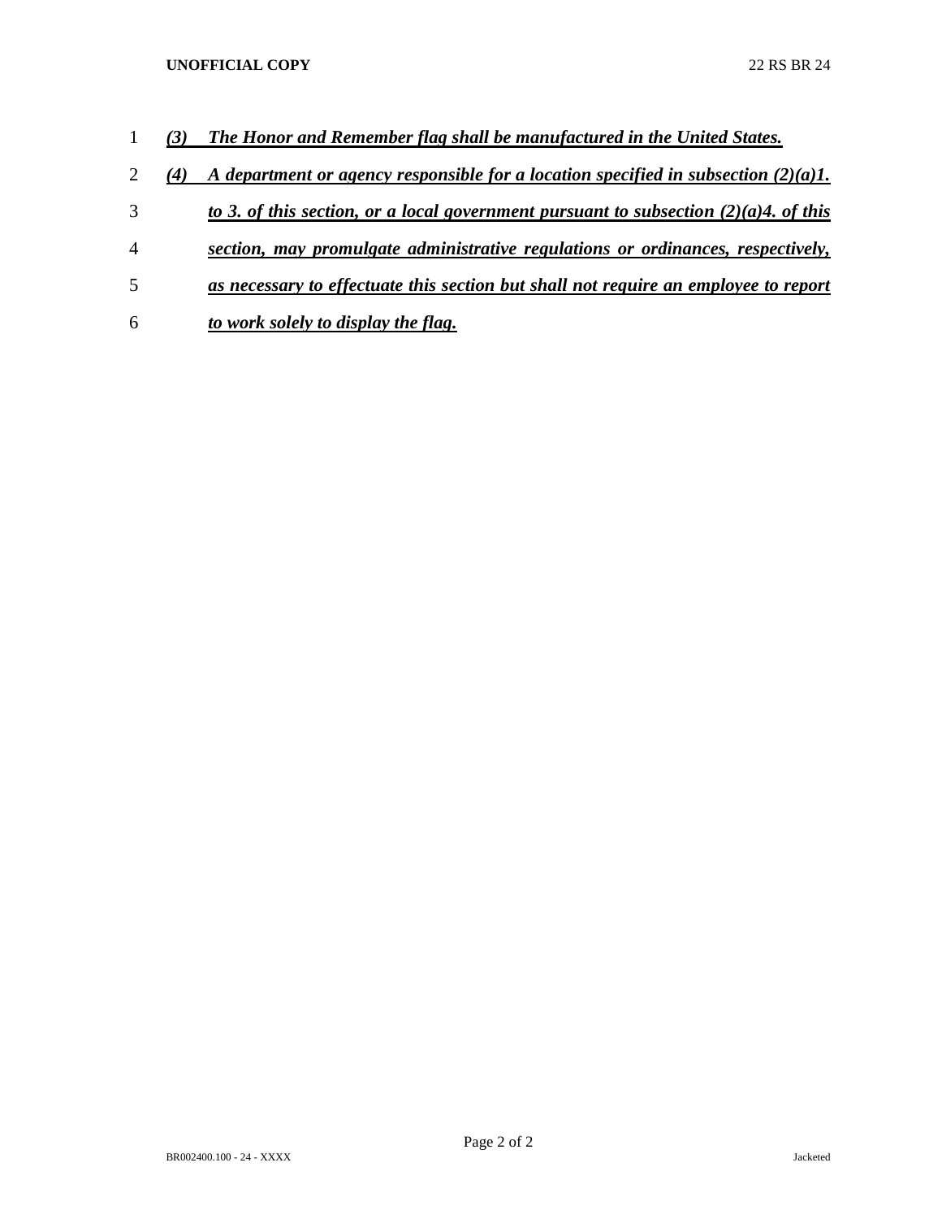***(3) The Honor and Remember flag shall be manufactured in the United States.***

***(4) A department or agency responsible for a location specified in subsection (2)(a)1. to 3. of this section, or a local government pursuant to subsection (2)(a)4. of this section, may promulgate administrative regulations or ordinances, respectively, as necessary to effectuate this section but shall not require an employee to report to work solely to display the flag.***